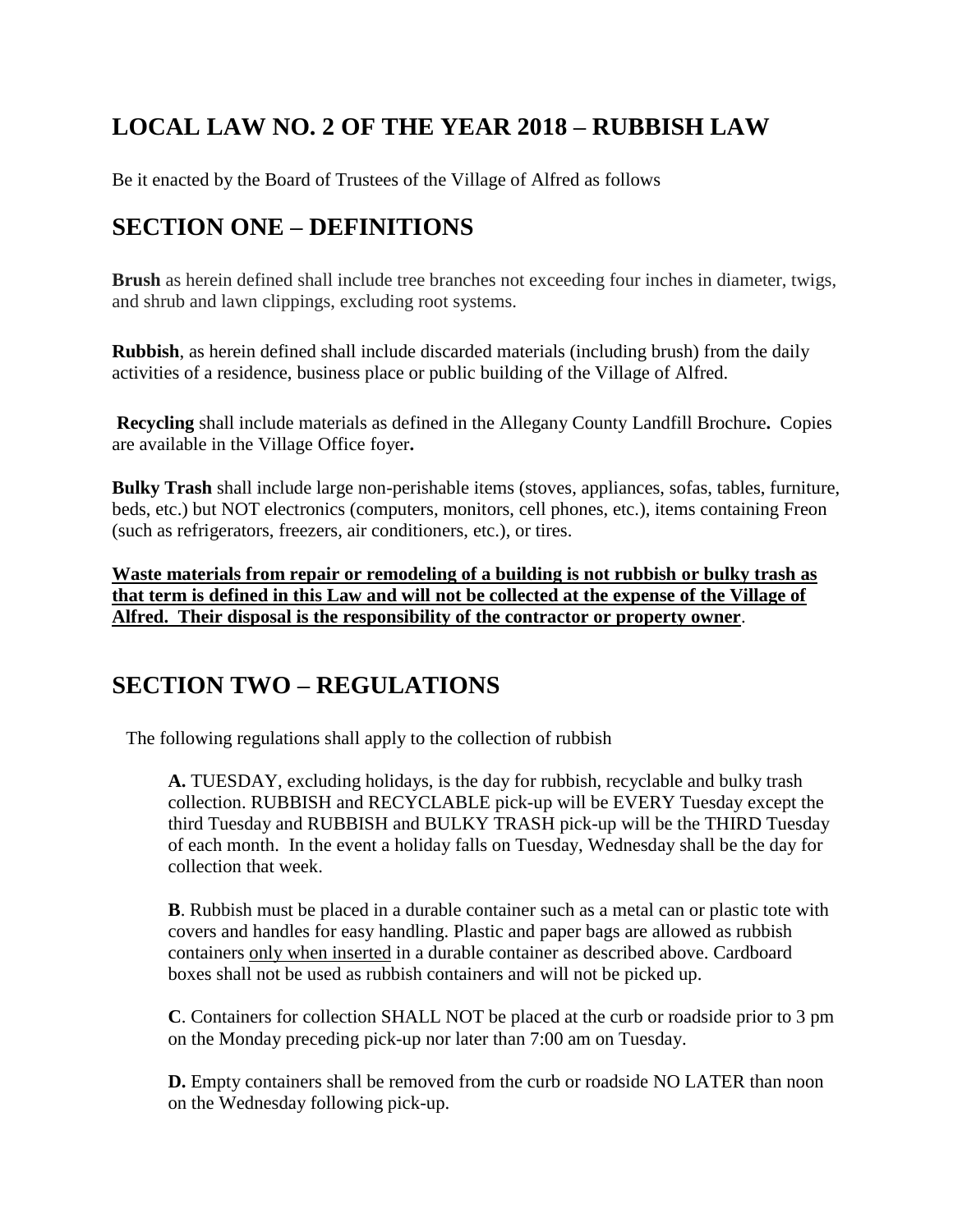# LOCAL LAW NO. 2 OF THE YEAR 2018 – RUBBISH LAW

Be it enacted by the Board of Trustees of the Village of Alfred as follows

## SECTION ONE – DEFINITIONS

**Brush** as herein defined shall include tree branches not exceeding four inches in diameter, twigs, and shrub and lawn clippings, excluding root systems.

**Rubbish**, as herein defined shall include discarded materials (including brush) from the daily activities of a residence, business place or public building of the Village of Alfred.

**Recycling** shall include materials as defined in the Allegany County Landfill Brochure**.** Copies are available in the Village Office foyer**.**

**Bulky Trash** shall include large non-perishable items (stoves, appliances, sofas, tables, furniture, beds, etc.) but NOT electronics (computers, monitors, cell phones, etc.), items containing Freon (such as refrigerators, freezers, air conditioners, etc.), or tires.

<u>**Waste materials from repair or remodeling of a building is not rubbish or bulky trash as that term is defined in this Law and will not be collected at the expense of the Village of Alfred. Their disposal is the responsibility of the contractor or property owner**</u>.

## SECTION TWO – REGULATIONS

The following regulations shall apply to the collection of rubbish

**A.** TUESDAY, excluding holidays, is the day for rubbish, recyclable and bulky trash collection. RUBBISH and RECYCLABLE pick-up will be EVERY Tuesday except the third Tuesday and RUBBISH and BULKY TRASH pick-up will be the THIRD Tuesday of each month. In the event a holiday falls on Tuesday, Wednesday shall be the day for collection that week.

**B**. Rubbish must be placed in a durable container such as a metal can or plastic tote with covers and handles for easy handling. Plastic and paper bags are allowed as rubbish containers <u>only when inserted</u> in a durable container as described above. Cardboard boxes shall not be used as rubbish containers and will not be picked up.

**C**. Containers for collection SHALL NOT be placed at the curb or roadside prior to 3 pm on the Monday preceding pick-up nor later than 7:00 am on Tuesday.

**D.** Empty containers shall be removed from the curb or roadside NO LATER than noon on the Wednesday following pick-up.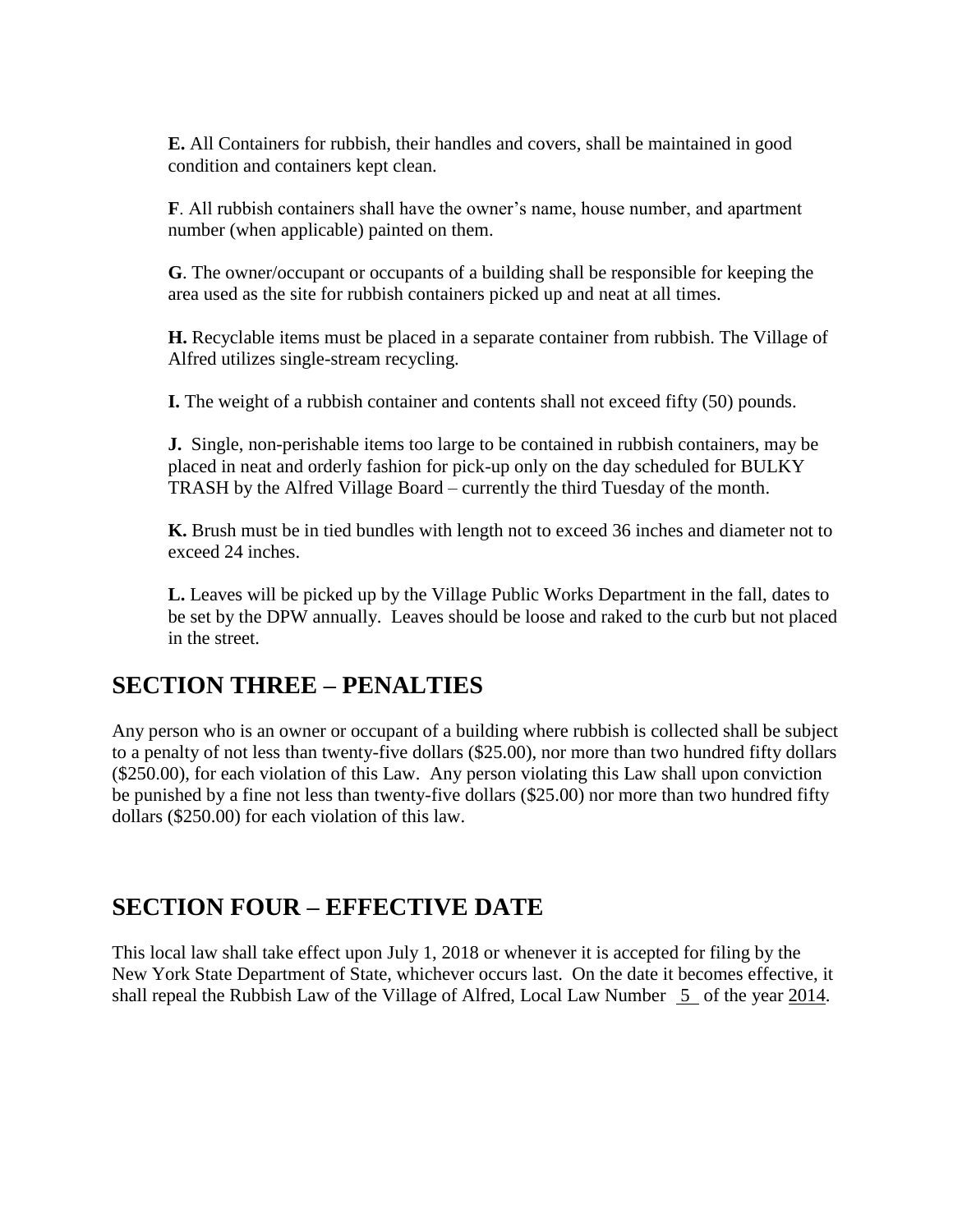**E.** All Containers for rubbish, their handles and covers, shall be maintained in good condition and containers kept clean.

**F**. All rubbish containers shall have the owner's name, house number, and apartment number (when applicable) painted on them.

**G**. The owner/occupant or occupants of a building shall be responsible for keeping the area used as the site for rubbish containers picked up and neat at all times.

**H.** Recyclable items must be placed in a separate container from rubbish. The Village of Alfred utilizes single-stream recycling.

**I.** The weight of a rubbish container and contents shall not exceed fifty (50) pounds.

**J.** Single, non-perishable items too large to be contained in rubbish containers, may be placed in neat and orderly fashion for pick-up only on the day scheduled for BULKY TRASH by the Alfred Village Board – currently the third Tuesday of the month.

**K.** Brush must be in tied bundles with length not to exceed 36 inches and diameter not to exceed 24 inches.

**L.** Leaves will be picked up by the Village Public Works Department in the fall, dates to be set by the DPW annually. Leaves should be loose and raked to the curb but not placed in the street.

## SECTION THREE – PENALTIES

Any person who is an owner or occupant of a building where rubbish is collected shall be subject to a penalty of not less than twenty-five dollars ($25.00), nor more than two hundred fifty dollars ($250.00), for each violation of this Law. Any person violating this Law shall upon conviction be punished by a fine not less than twenty-five dollars ($25.00) nor more than two hundred fifty dollars ($250.00) for each violation of this law.

## SECTION FOUR – EFFECTIVE DATE

This local law shall take effect upon July 1, 2018 or whenever it is accepted for filing by the New York State Department of State, whichever occurs last. On the date it becomes effective, it shall repeal the Rubbish Law of the Village of Alfred, Local Law Number 5 of the year 2014.